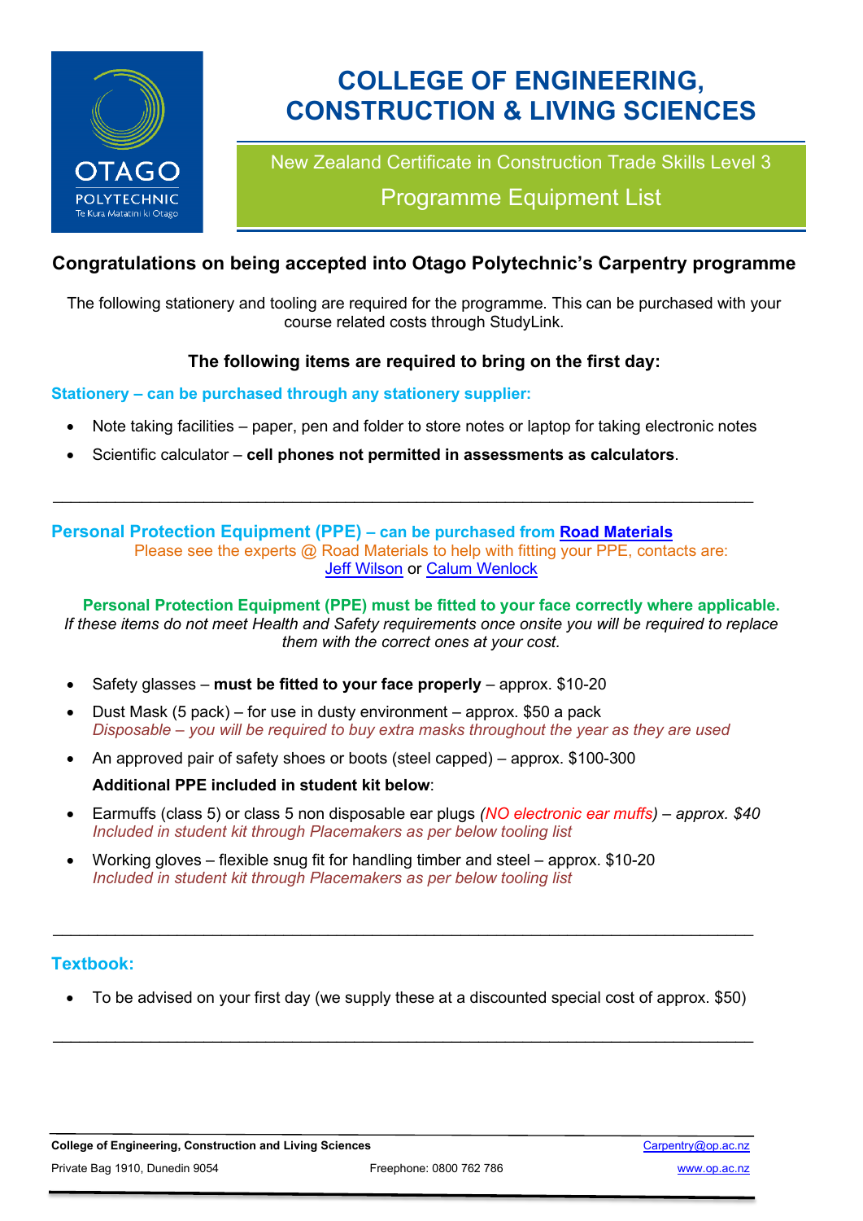# COLLEGE OF ENGINEERING, CONSTRUCTION & LIVING SCIENCES

New Zealand Certificate in Construction Trade Skills Level 3

Programme Equipment List

## Congratulations on being accepted into Otago Polytechnic's Carpentry programme

The following stationery and tooling are required for the programme. This can be purchased with your course related costs through StudyLink.

### The following items are required to bring on the first day:

**Stationery – can be purchased through any stationery supplier:**

- Note taking facilities – paper, pen and folder to store notes or laptop for taking electronic notes
- Scientific calculator – **cell phones not permitted in assessments as calculators**.

---

**Personal Protection Equipment (PPE) – can be purchased from Road Materials**

Please see the experts @ Road Materials to help with fitting your PPE, contacts are: Jeff Wilson or Calum Wenlock

**Personal Protection Equipment (PPE) must be fitted to your face correctly where applicable.**

*If these items do not meet Health and Safety requirements once onsite you will be required to replace them with the correct ones at your cost.*

- Safety glasses – **must be fitted to your face properly** – approx. $10-20
- Dust Mask (5 pack) – for use in dusty environment – approx. $50 a pack
  *Disposable – you will be required to buy extra masks throughout the year as they are used*
- An approved pair of safety shoes or boots (steel capped) – approx. $100-300

  **Additional PPE included in student kit below**:
- Earmuffs (class 5) or class 5 non disposable ear plugs *(NO electronic ear muffs) – approx. $40*
  *Included in student kit through Placemakers as per below tooling list*
- Working gloves – flexible snug fit for handling timber and steel – approx. $10-20
  *Included in student kit through Placemakers as per below tooling list*

---

**Textbook:**

- To be advised on your first day (we supply these at a discounted special cost of approx. $50)

---

**College of Engineering, Construction and Living Sciences**
Private Bag 1910, Dunedin 9054
Freephone: 0800 762 786
Carpentry@op.ac.nz
www.op.ac.nz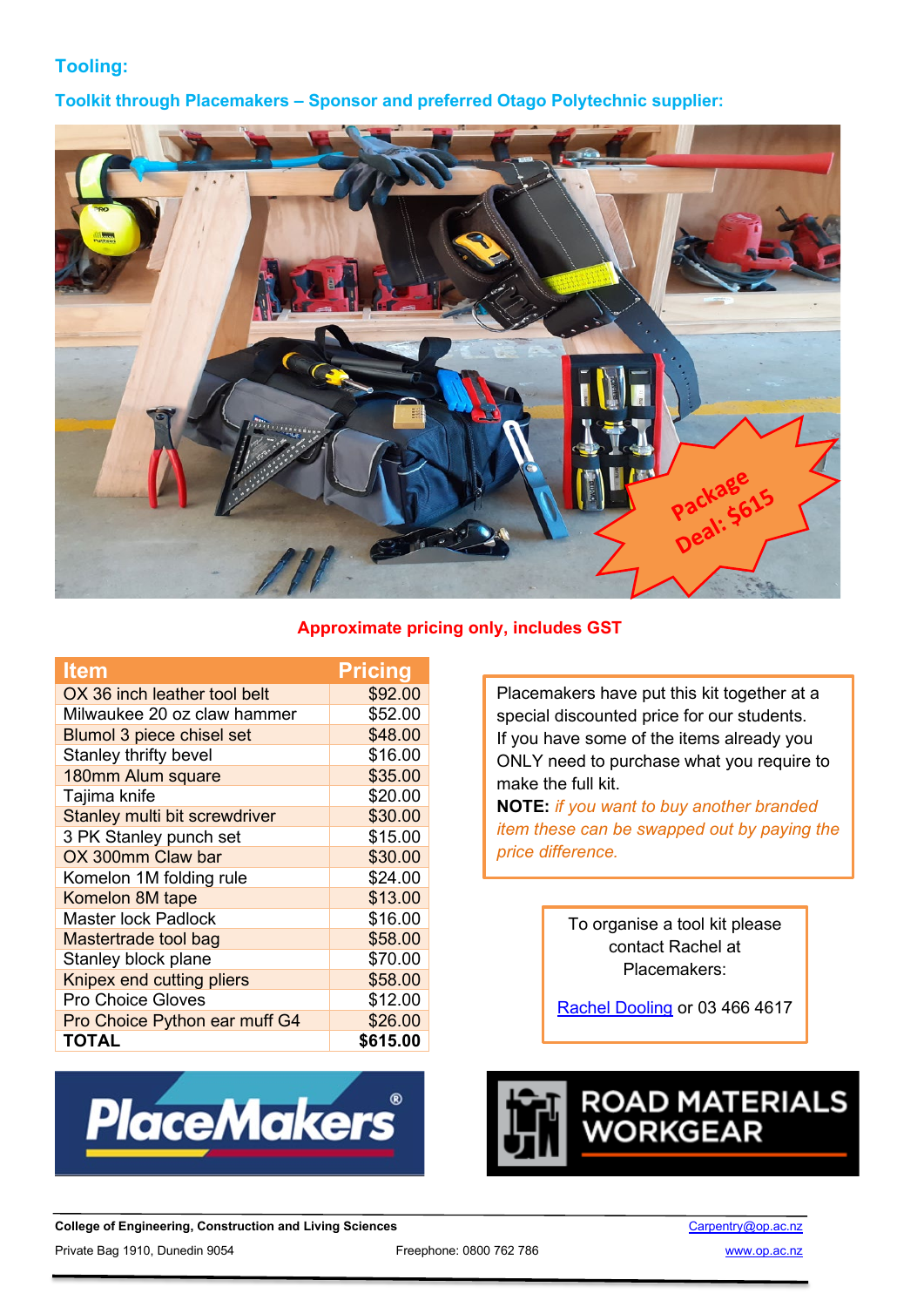## Tooling:

### Toolkit through Placemakers – Sponsor and preferred Otago Polytechnic supplier:

**Approximate pricing only, includes GST**

| Item | Pricing |
|---|---|
| OX 36 inch leather tool belt | $92.00 |
| Milwaukee 20 oz claw hammer | $52.00 |
| Blumol 3 piece chisel set | $48.00 |
| Stanley thrifty bevel | $16.00 |
| 180mm Alum square | $35.00 |
| Tajima knife | $20.00 |
| Stanley multi bit screwdriver | $30.00 |
| 3 PK Stanley punch set | $15.00 |
| OX 300mm Claw bar | $30.00 |
| Komelon 1M folding rule | $24.00 |
| Komelon 8M tape | $13.00 |
| Master lock Padlock | $16.00 |
| Mastertrade tool bag | $58.00 |
| Stanley block plane | $70.00 |
| Knipex end cutting pliers | $58.00 |
| Pro Choice Gloves | $12.00 |
| Pro Choice Python ear muff G4 | $26.00 |
| **TOTAL** | **$615.00** |

Placemakers have put this kit together at a special discounted price for our students. If you have some of the items already you ONLY need to purchase what you require to make the full kit.

**NOTE:** *if you want to buy another branded item these can be swapped out by paying the price difference.*

To organise a tool kit please contact Rachel at Placemakers:

Rachel Dooling or 03 466 4617

**College of Engineering, Construction and Living Sciences** Carpentry@op.ac.nz

Private Bag 1910, Dunedin 9054 Freephone: 0800 762 786 www.op.ac.nz